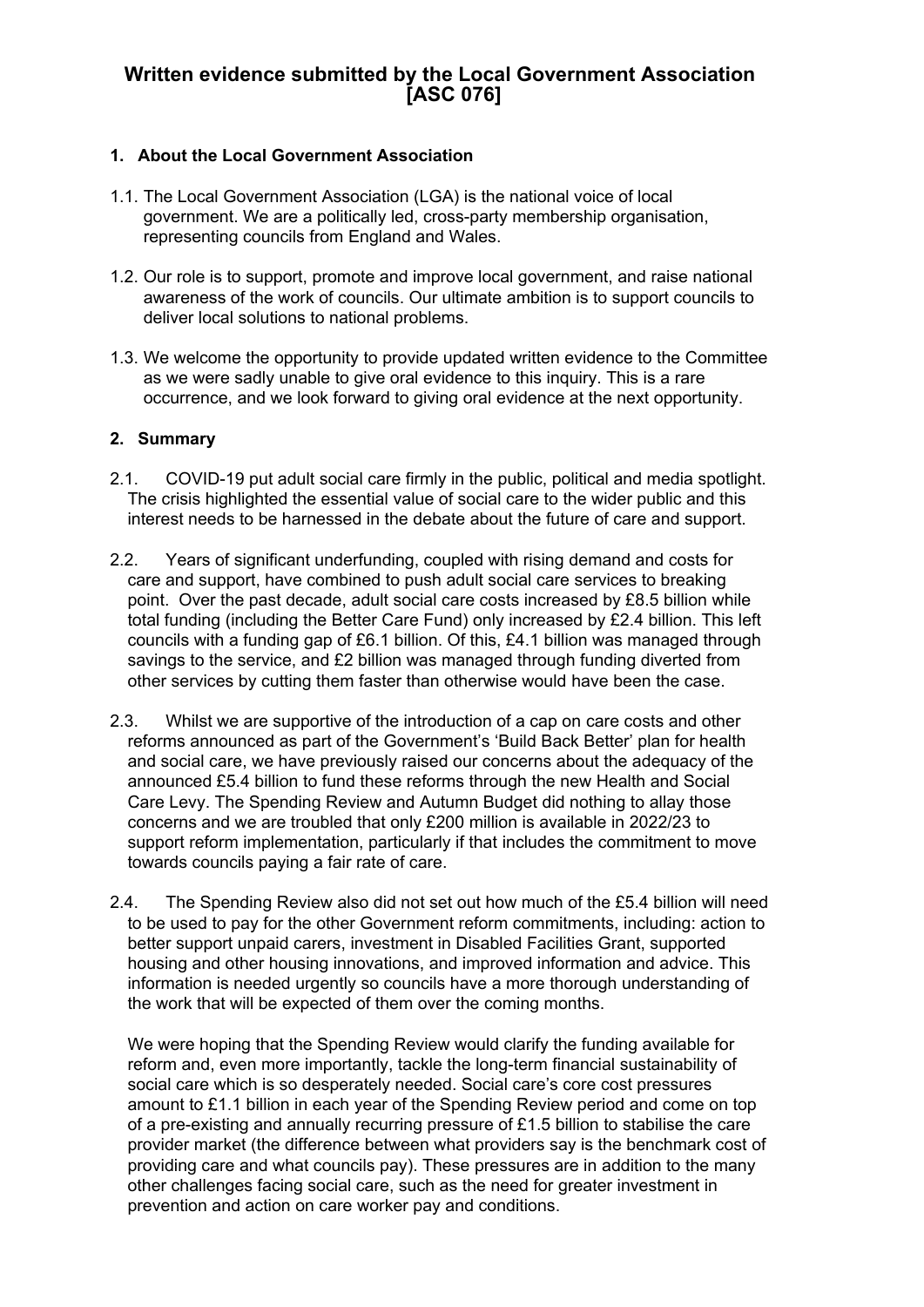# Written evidence submitted by the Local Government Association [ASC 076]

## 1. About the Local Government Association

1.1. The Local Government Association (LGA) is the national voice of local government. We are a politically led, cross-party membership organisation, representing councils from England and Wales.

1.2. Our role is to support, promote and improve local government, and raise national awareness of the work of councils. Our ultimate ambition is to support councils to deliver local solutions to national problems.

1.3. We welcome the opportunity to provide updated written evidence to the Committee as we were sadly unable to give oral evidence to this inquiry. This is a rare occurrence, and we look forward to giving oral evidence at the next opportunity.

## 2. Summary

2.1. COVID-19 put adult social care firmly in the public, political and media spotlight. The crisis highlighted the essential value of social care to the wider public and this interest needs to be harnessed in the debate about the future of care and support.

2.2. Years of significant underfunding, coupled with rising demand and costs for care and support, have combined to push adult social care services to breaking point. Over the past decade, adult social care costs increased by £8.5 billion while total funding (including the Better Care Fund) only increased by £2.4 billion. This left councils with a funding gap of £6.1 billion. Of this, £4.1 billion was managed through savings to the service, and £2 billion was managed through funding diverted from other services by cutting them faster than otherwise would have been the case.

2.3. Whilst we are supportive of the introduction of a cap on care costs and other reforms announced as part of the Government's 'Build Back Better' plan for health and social care, we have previously raised our concerns about the adequacy of the announced £5.4 billion to fund these reforms through the new Health and Social Care Levy. The Spending Review and Autumn Budget did nothing to allay those concerns and we are troubled that only £200 million is available in 2022/23 to support reform implementation, particularly if that includes the commitment to move towards councils paying a fair rate of care.

2.4. The Spending Review also did not set out how much of the £5.4 billion will need to be used to pay for the other Government reform commitments, including: action to better support unpaid carers, investment in Disabled Facilities Grant, supported housing and other housing innovations, and improved information and advice. This information is needed urgently so councils have a more thorough understanding of the work that will be expected of them over the coming months.

We were hoping that the Spending Review would clarify the funding available for reform and, even more importantly, tackle the long-term financial sustainability of social care which is so desperately needed. Social care's core cost pressures amount to £1.1 billion in each year of the Spending Review period and come on top of a pre-existing and annually recurring pressure of £1.5 billion to stabilise the care provider market (the difference between what providers say is the benchmark cost of providing care and what councils pay). These pressures are in addition to the many other challenges facing social care, such as the need for greater investment in prevention and action on care worker pay and conditions.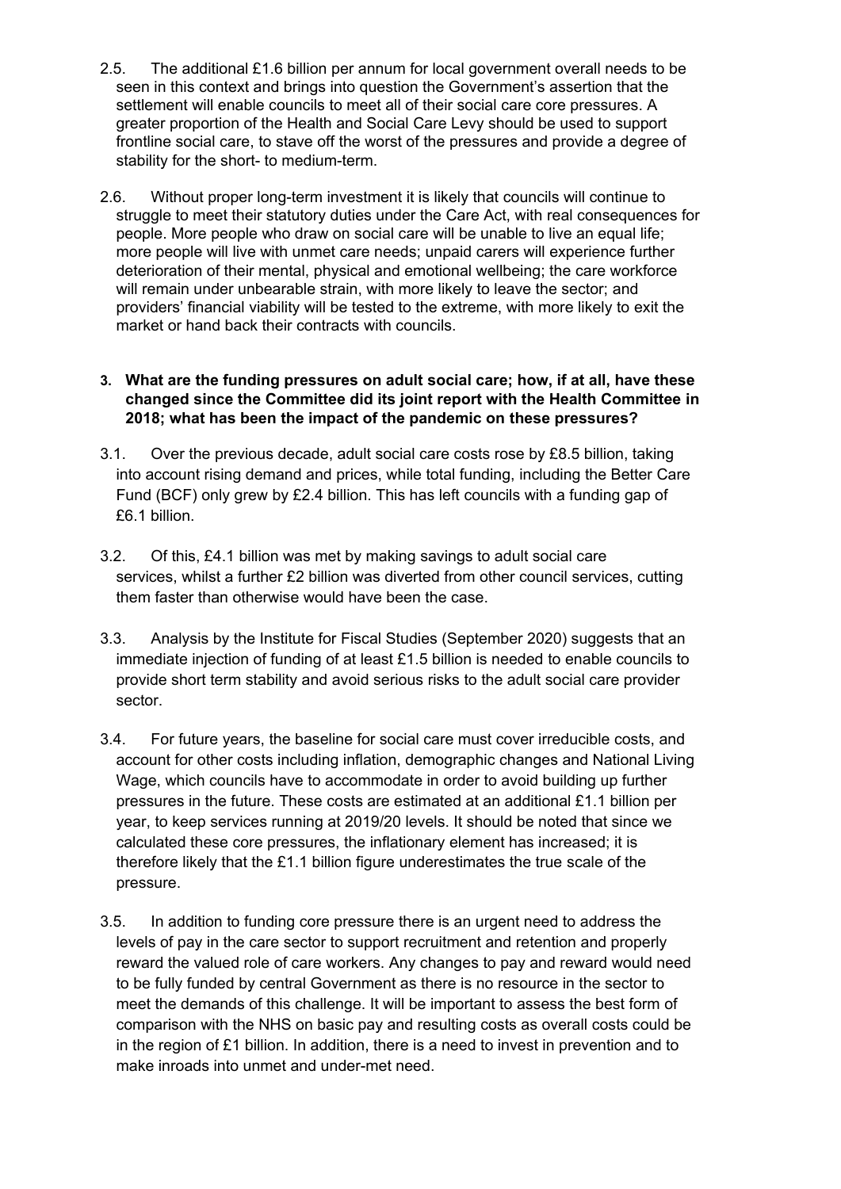2.5. The additional £1.6 billion per annum for local government overall needs to be seen in this context and brings into question the Government's assertion that the settlement will enable councils to meet all of their social care core pressures. A greater proportion of the Health and Social Care Levy should be used to support frontline social care, to stave off the worst of the pressures and provide a degree of stability for the short- to medium-term.

2.6. Without proper long-term investment it is likely that councils will continue to struggle to meet their statutory duties under the Care Act, with real consequences for people. More people who draw on social care will be unable to live an equal life; more people will live with unmet care needs; unpaid carers will experience further deterioration of their mental, physical and emotional wellbeing; the care workforce will remain under unbearable strain, with more likely to leave the sector; and providers' financial viability will be tested to the extreme, with more likely to exit the market or hand back their contracts with councils.

**3. What are the funding pressures on adult social care; how, if at all, have these changed since the Committee did its joint report with the Health Committee in 2018; what has been the impact of the pandemic on these pressures?**

3.1. Over the previous decade, adult social care costs rose by £8.5 billion, taking into account rising demand and prices, while total funding, including the Better Care Fund (BCF) only grew by £2.4 billion. This has left councils with a funding gap of £6.1 billion.

3.2. Of this, £4.1 billion was met by making savings to adult social care services, whilst a further £2 billion was diverted from other council services, cutting them faster than otherwise would have been the case.

3.3. Analysis by the Institute for Fiscal Studies (September 2020) suggests that an immediate injection of funding of at least £1.5 billion is needed to enable councils to provide short term stability and avoid serious risks to the adult social care provider sector.

3.4. For future years, the baseline for social care must cover irreducible costs, and account for other costs including inflation, demographic changes and National Living Wage, which councils have to accommodate in order to avoid building up further pressures in the future. These costs are estimated at an additional £1.1 billion per year, to keep services running at 2019/20 levels. It should be noted that since we calculated these core pressures, the inflationary element has increased; it is therefore likely that the £1.1 billion figure underestimates the true scale of the pressure.

3.5. In addition to funding core pressure there is an urgent need to address the levels of pay in the care sector to support recruitment and retention and properly reward the valued role of care workers. Any changes to pay and reward would need to be fully funded by central Government as there is no resource in the sector to meet the demands of this challenge. It will be important to assess the best form of comparison with the NHS on basic pay and resulting costs as overall costs could be in the region of £1 billion. In addition, there is a need to invest in prevention and to make inroads into unmet and under-met need.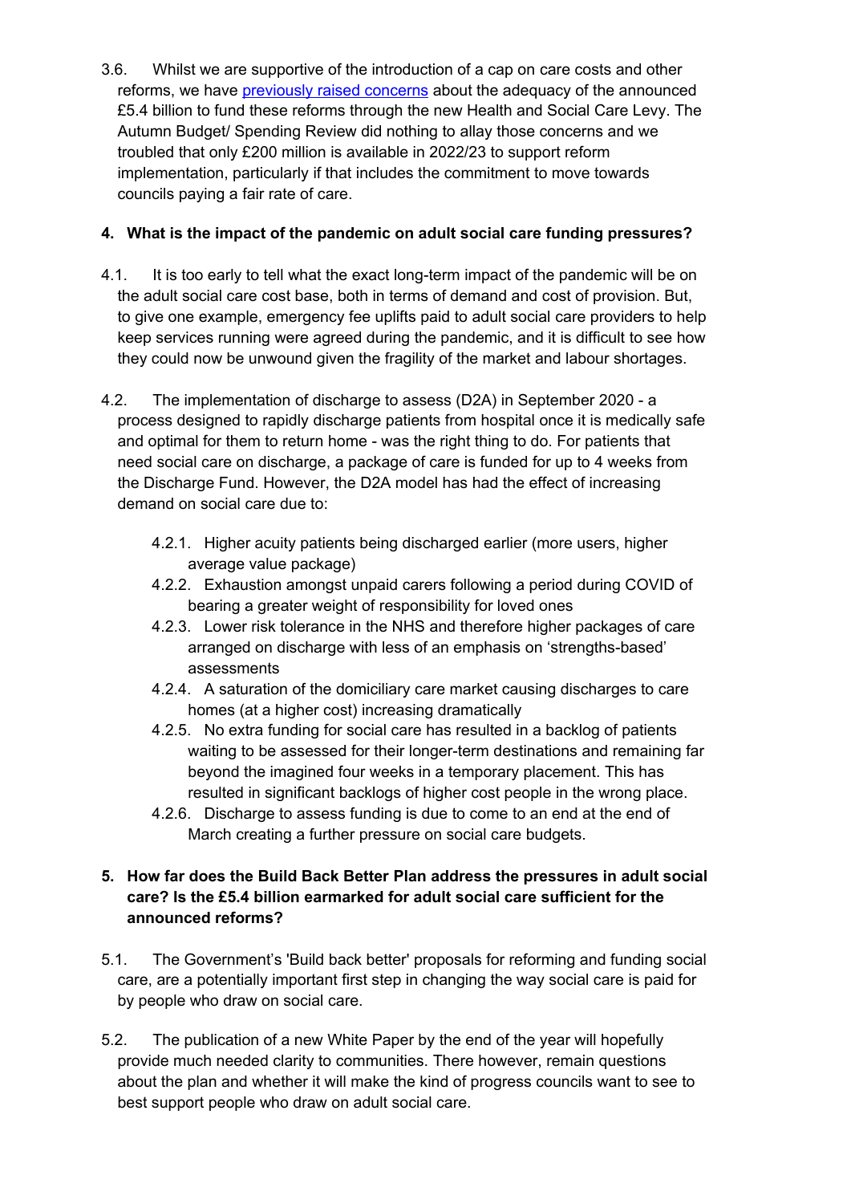3.6. Whilst we are supportive of the introduction of a cap on care costs and other reforms, we have [previously raised concerns]() about the adequacy of the announced £5.4 billion to fund these reforms through the new Health and Social Care Levy. The Autumn Budget/ Spending Review did nothing to allay those concerns and we troubled that only £200 million is available in 2022/23 to support reform implementation, particularly if that includes the commitment to move towards councils paying a fair rate of care.

## 4. What is the impact of the pandemic on adult social care funding pressures?

4.1. It is too early to tell what the exact long-term impact of the pandemic will be on the adult social care cost base, both in terms of demand and cost of provision. But, to give one example, emergency fee uplifts paid to adult social care providers to help keep services running were agreed during the pandemic, and it is difficult to see how they could now be unwound given the fragility of the market and labour shortages.

4.2. The implementation of discharge to assess (D2A) in September 2020 - a process designed to rapidly discharge patients from hospital once it is medically safe and optimal for them to return home - was the right thing to do. For patients that need social care on discharge, a package of care is funded for up to 4 weeks from the Discharge Fund. However, the D2A model has had the effect of increasing demand on social care due to:

- 4.2.1. Higher acuity patients being discharged earlier (more users, higher average value package)
- 4.2.2. Exhaustion amongst unpaid carers following a period during COVID of bearing a greater weight of responsibility for loved ones
- 4.2.3. Lower risk tolerance in the NHS and therefore higher packages of care arranged on discharge with less of an emphasis on 'strengths-based' assessments
- 4.2.4. A saturation of the domiciliary care market causing discharges to care homes (at a higher cost) increasing dramatically
- 4.2.5. No extra funding for social care has resulted in a backlog of patients waiting to be assessed for their longer-term destinations and remaining far beyond the imagined four weeks in a temporary placement. This has resulted in significant backlogs of higher cost people in the wrong place.
- 4.2.6. Discharge to assess funding is due to come to an end at the end of March creating a further pressure on social care budgets.

## 5. How far does the Build Back Better Plan address the pressures in adult social care? Is the £5.4 billion earmarked for adult social care sufficient for the announced reforms?

5.1. The Government's 'Build back better' proposals for reforming and funding social care, are a potentially important first step in changing the way social care is paid for by people who draw on social care.

5.2. The publication of a new White Paper by the end of the year will hopefully provide much needed clarity to communities. There however, remain questions about the plan and whether it will make the kind of progress councils want to see to best support people who draw on adult social care.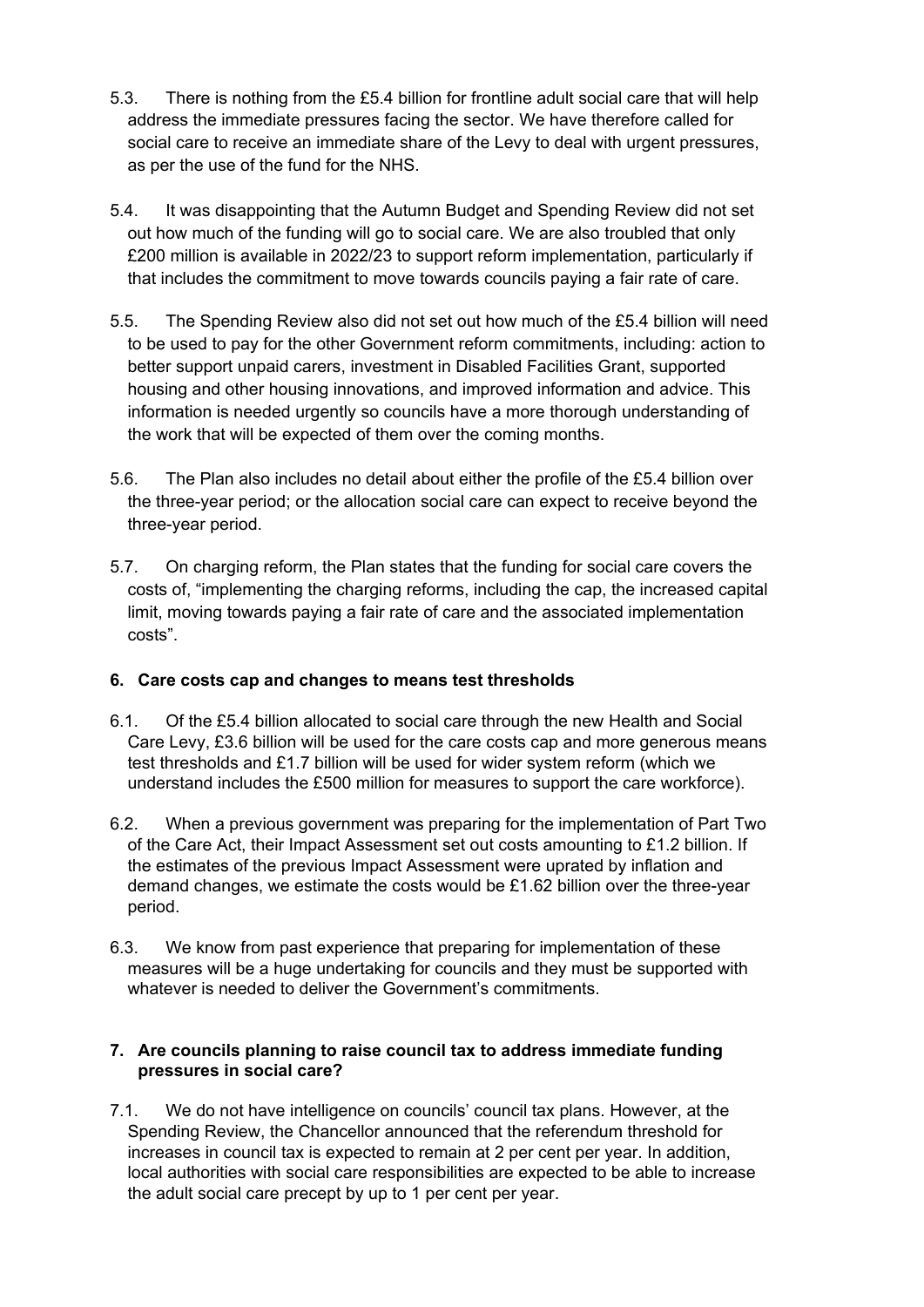5.3. There is nothing from the £5.4 billion for frontline adult social care that will help address the immediate pressures facing the sector. We have therefore called for social care to receive an immediate share of the Levy to deal with urgent pressures, as per the use of the fund for the NHS.

5.4. It was disappointing that the Autumn Budget and Spending Review did not set out how much of the funding will go to social care. We are also troubled that only £200 million is available in 2022/23 to support reform implementation, particularly if that includes the commitment to move towards councils paying a fair rate of care.

5.5. The Spending Review also did not set out how much of the £5.4 billion will need to be used to pay for the other Government reform commitments, including: action to better support unpaid carers, investment in Disabled Facilities Grant, supported housing and other housing innovations, and improved information and advice. This information is needed urgently so councils have a more thorough understanding of the work that will be expected of them over the coming months.

5.6. The Plan also includes no detail about either the profile of the £5.4 billion over the three-year period; or the allocation social care can expect to receive beyond the three-year period.

5.7. On charging reform, the Plan states that the funding for social care covers the costs of, "implementing the charging reforms, including the cap, the increased capital limit, moving towards paying a fair rate of care and the associated implementation costs".

## 6. Care costs cap and changes to means test thresholds

6.1. Of the £5.4 billion allocated to social care through the new Health and Social Care Levy, £3.6 billion will be used for the care costs cap and more generous means test thresholds and £1.7 billion will be used for wider system reform (which we understand includes the £500 million for measures to support the care workforce).

6.2. When a previous government was preparing for the implementation of Part Two of the Care Act, their Impact Assessment set out costs amounting to £1.2 billion. If the estimates of the previous Impact Assessment were uprated by inflation and demand changes, we estimate the costs would be £1.62 billion over the three-year period.

6.3. We know from past experience that preparing for implementation of these measures will be a huge undertaking for councils and they must be supported with whatever is needed to deliver the Government's commitments.

## 7. Are councils planning to raise council tax to address immediate funding pressures in social care?

7.1. We do not have intelligence on councils' council tax plans. However, at the Spending Review, the Chancellor announced that the referendum threshold for increases in council tax is expected to remain at 2 per cent per year. In addition, local authorities with social care responsibilities are expected to be able to increase the adult social care precept by up to 1 per cent per year.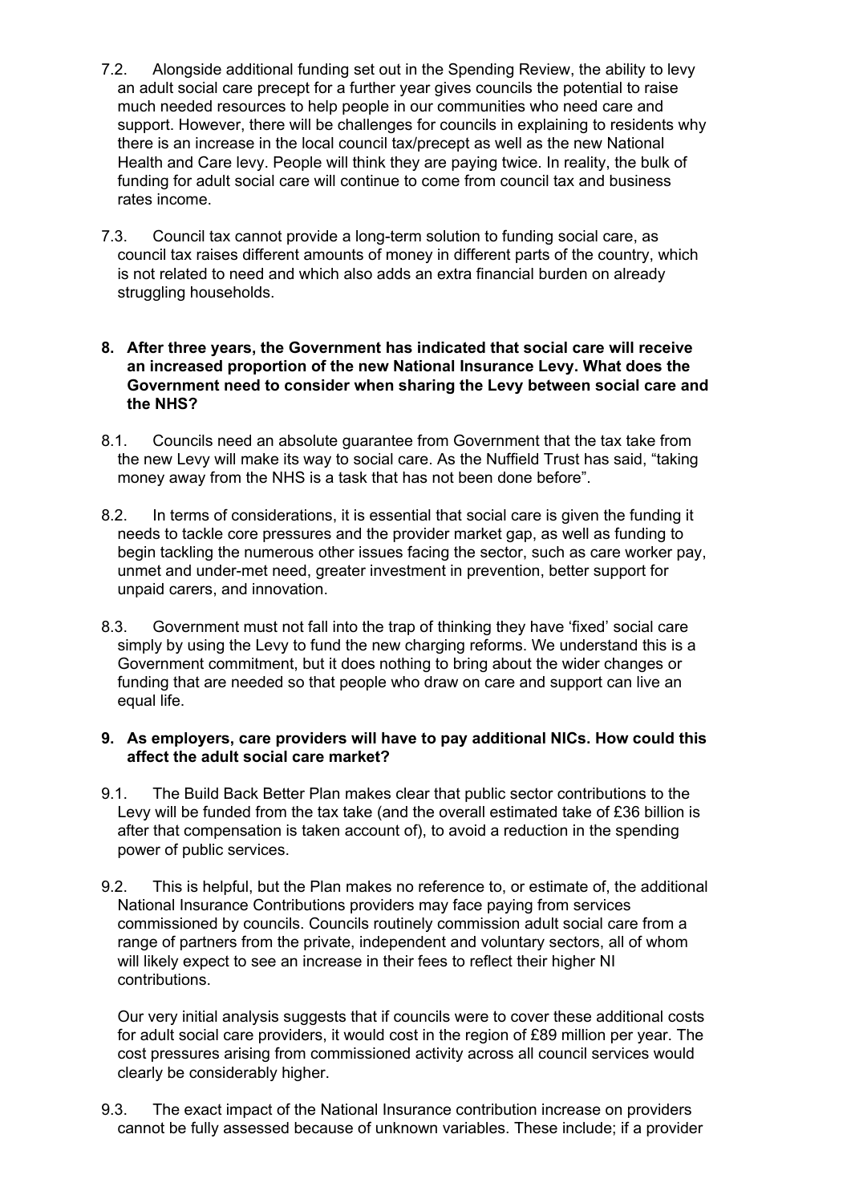7.2. Alongside additional funding set out in the Spending Review, the ability to levy an adult social care precept for a further year gives councils the potential to raise much needed resources to help people in our communities who need care and support. However, there will be challenges for councils in explaining to residents why there is an increase in the local council tax/precept as well as the new National Health and Care levy. People will think they are paying twice. In reality, the bulk of funding for adult social care will continue to come from council tax and business rates income.

7.3. Council tax cannot provide a long-term solution to funding social care, as council tax raises different amounts of money in different parts of the country, which is not related to need and which also adds an extra financial burden on already struggling households.

**8. After three years, the Government has indicated that social care will receive an increased proportion of the new National Insurance Levy. What does the Government need to consider when sharing the Levy between social care and the NHS?**

8.1. Councils need an absolute guarantee from Government that the tax take from the new Levy will make its way to social care. As the Nuffield Trust has said, "taking money away from the NHS is a task that has not been done before".

8.2. In terms of considerations, it is essential that social care is given the funding it needs to tackle core pressures and the provider market gap, as well as funding to begin tackling the numerous other issues facing the sector, such as care worker pay, unmet and under-met need, greater investment in prevention, better support for unpaid carers, and innovation.

8.3. Government must not fall into the trap of thinking they have 'fixed' social care simply by using the Levy to fund the new charging reforms. We understand this is a Government commitment, but it does nothing to bring about the wider changes or funding that are needed so that people who draw on care and support can live an equal life.

**9. As employers, care providers will have to pay additional NICs. How could this affect the adult social care market?**

9.1. The Build Back Better Plan makes clear that public sector contributions to the Levy will be funded from the tax take (and the overall estimated take of £36 billion is after that compensation is taken account of), to avoid a reduction in the spending power of public services.

9.2. This is helpful, but the Plan makes no reference to, or estimate of, the additional National Insurance Contributions providers may face paying from services commissioned by councils. Councils routinely commission adult social care from a range of partners from the private, independent and voluntary sectors, all of whom will likely expect to see an increase in their fees to reflect their higher NI contributions.

Our very initial analysis suggests that if councils were to cover these additional costs for adult social care providers, it would cost in the region of £89 million per year. The cost pressures arising from commissioned activity across all council services would clearly be considerably higher.

9.3. The exact impact of the National Insurance contribution increase on providers cannot be fully assessed because of unknown variables. These include; if a provider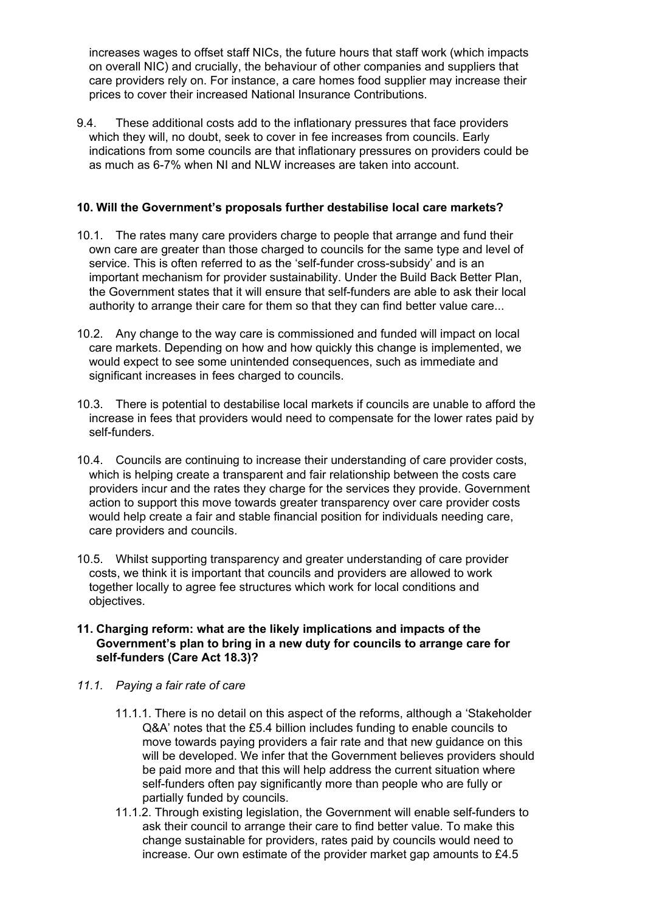increases wages to offset staff NICs, the future hours that staff work (which impacts on overall NIC) and crucially, the behaviour of other companies and suppliers that care providers rely on. For instance, a care homes food supplier may increase their prices to cover their increased National Insurance Contributions.

9.4. These additional costs add to the inflationary pressures that face providers which they will, no doubt, seek to cover in fee increases from councils. Early indications from some councils are that inflationary pressures on providers could be as much as 6-7% when NI and NLW increases are taken into account.

**10. Will the Government's proposals further destabilise local care markets?**

10.1. The rates many care providers charge to people that arrange and fund their own care are greater than those charged to councils for the same type and level of service. This is often referred to as the 'self-funder cross-subsidy' and is an important mechanism for provider sustainability. Under the Build Back Better Plan, the Government states that it will ensure that self-funders are able to ask their local authority to arrange their care for them so that they can find better value care...

10.2. Any change to the way care is commissioned and funded will impact on local care markets. Depending on how and how quickly this change is implemented, we would expect to see some unintended consequences, such as immediate and significant increases in fees charged to councils.

10.3. There is potential to destabilise local markets if councils are unable to afford the increase in fees that providers would need to compensate for the lower rates paid by self-funders.

10.4. Councils are continuing to increase their understanding of care provider costs, which is helping create a transparent and fair relationship between the costs care providers incur and the rates they charge for the services they provide. Government action to support this move towards greater transparency over care provider costs would help create a fair and stable financial position for individuals needing care, care providers and councils.

10.5. Whilst supporting transparency and greater understanding of care provider costs, we think it is important that councils and providers are allowed to work together locally to agree fee structures which work for local conditions and objectives.

**11. Charging reform: what are the likely implications and impacts of the Government's plan to bring in a new duty for councils to arrange care for self-funders (Care Act 18.3)?**

*11.1. Paying a fair rate of care*

11.1.1. There is no detail on this aspect of the reforms, although a 'Stakeholder Q&A' notes that the £5.4 billion includes funding to enable councils to move towards paying providers a fair rate and that new guidance on this will be developed. We infer that the Government believes providers should be paid more and that this will help address the current situation where self-funders often pay significantly more than people who are fully or partially funded by councils.

11.1.2. Through existing legislation, the Government will enable self-funders to ask their council to arrange their care to find better value. To make this change sustainable for providers, rates paid by councils would need to increase. Our own estimate of the provider market gap amounts to £4.5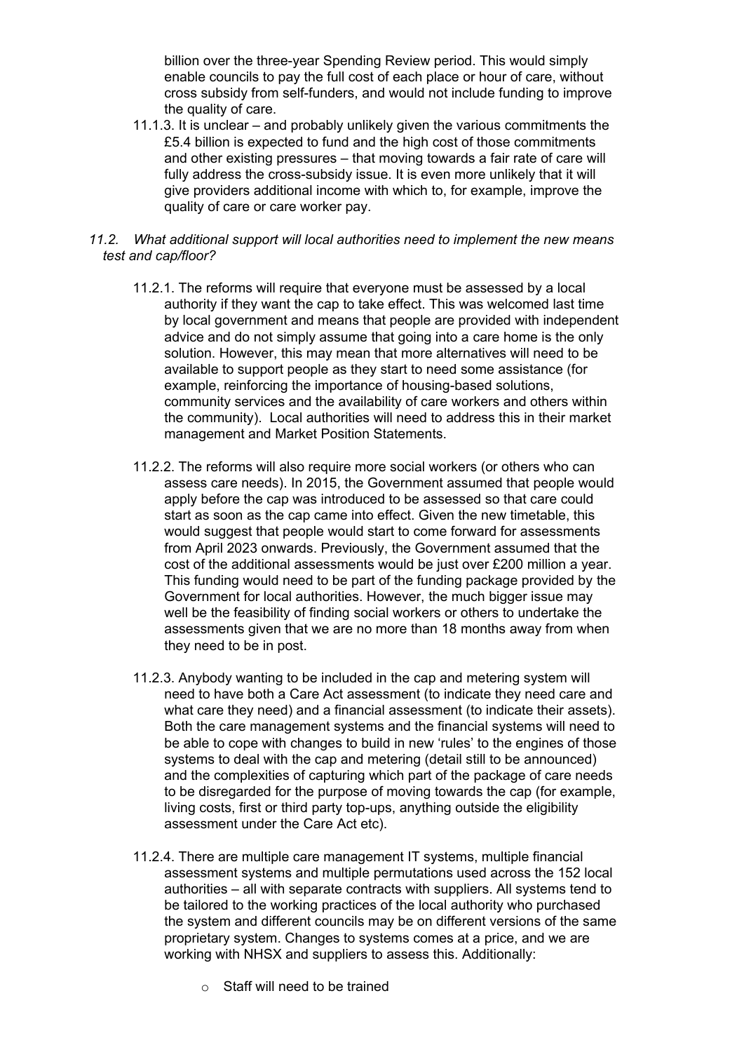billion over the three-year Spending Review period. This would simply enable councils to pay the full cost of each place or hour of care, without cross subsidy from self-funders, and would not include funding to improve the quality of care.

11.1.3. It is unclear – and probably unlikely given the various commitments the £5.4 billion is expected to fund and the high cost of those commitments and other existing pressures – that moving towards a fair rate of care will fully address the cross-subsidy issue. It is even more unlikely that it will give providers additional income with which to, for example, improve the quality of care or care worker pay.

*11.2. What additional support will local authorities need to implement the new means test and cap/floor?*

11.2.1. The reforms will require that everyone must be assessed by a local authority if they want the cap to take effect. This was welcomed last time by local government and means that people are provided with independent advice and do not simply assume that going into a care home is the only solution. However, this may mean that more alternatives will need to be available to support people as they start to need some assistance (for example, reinforcing the importance of housing-based solutions, community services and the availability of care workers and others within the community). Local authorities will need to address this in their market management and Market Position Statements.

11.2.2. The reforms will also require more social workers (or others who can assess care needs). In 2015, the Government assumed that people would apply before the cap was introduced to be assessed so that care could start as soon as the cap came into effect. Given the new timetable, this would suggest that people would start to come forward for assessments from April 2023 onwards. Previously, the Government assumed that the cost of the additional assessments would be just over £200 million a year. This funding would need to be part of the funding package provided by the Government for local authorities. However, the much bigger issue may well be the feasibility of finding social workers or others to undertake the assessments given that we are no more than 18 months away from when they need to be in post.

11.2.3. Anybody wanting to be included in the cap and metering system will need to have both a Care Act assessment (to indicate they need care and what care they need) and a financial assessment (to indicate their assets). Both the care management systems and the financial systems will need to be able to cope with changes to build in new 'rules' to the engines of those systems to deal with the cap and metering (detail still to be announced) and the complexities of capturing which part of the package of care needs to be disregarded for the purpose of moving towards the cap (for example, living costs, first or third party top-ups, anything outside the eligibility assessment under the Care Act etc).

11.2.4. There are multiple care management IT systems, multiple financial assessment systems and multiple permutations used across the 152 local authorities – all with separate contracts with suppliers. All systems tend to be tailored to the working practices of the local authority who purchased the system and different councils may be on different versions of the same proprietary system. Changes to systems comes at a price, and we are working with NHSX and suppliers to assess this. Additionally:

- Staff will need to be trained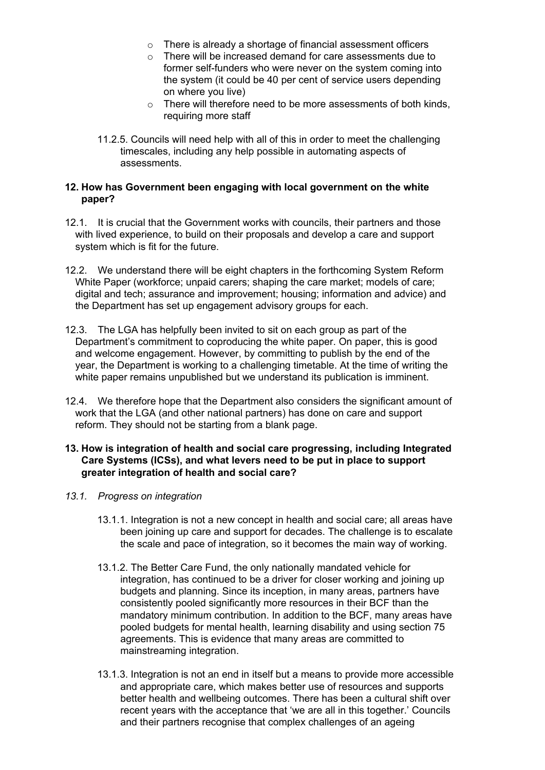- There is already a shortage of financial assessment officers
- There will be increased demand for care assessments due to former self-funders who were never on the system coming into the system (it could be 40 per cent of service users depending on where you live)
- There will therefore need to be more assessments of both kinds, requiring more staff

11.2.5. Councils will need help with all of this in order to meet the challenging timescales, including any help possible in automating aspects of assessments.

## 12. How has Government been engaging with local government on the white paper?

12.1. It is crucial that the Government works with councils, their partners and those with lived experience, to build on their proposals and develop a care and support system which is fit for the future.

12.2. We understand there will be eight chapters in the forthcoming System Reform White Paper (workforce; unpaid carers; shaping the care market; models of care; digital and tech; assurance and improvement; housing; information and advice) and the Department has set up engagement advisory groups for each.

12.3. The LGA has helpfully been invited to sit on each group as part of the Department's commitment to coproducing the white paper. On paper, this is good and welcome engagement. However, by committing to publish by the end of the year, the Department is working to a challenging timetable. At the time of writing the white paper remains unpublished but we understand its publication is imminent.

12.4. We therefore hope that the Department also considers the significant amount of work that the LGA (and other national partners) has done on care and support reform. They should not be starting from a blank page.

## 13. How is integration of health and social care progressing, including Integrated Care Systems (ICSs), and what levers need to be put in place to support greater integration of health and social care?

*13.1. Progress on integration*

13.1.1. Integration is not a new concept in health and social care; all areas have been joining up care and support for decades. The challenge is to escalate the scale and pace of integration, so it becomes the main way of working.

13.1.2. The Better Care Fund, the only nationally mandated vehicle for integration, has continued to be a driver for closer working and joining up budgets and planning. Since its inception, in many areas, partners have consistently pooled significantly more resources in their BCF than the mandatory minimum contribution. In addition to the BCF, many areas have pooled budgets for mental health, learning disability and using section 75 agreements. This is evidence that many areas are committed to mainstreaming integration.

13.1.3. Integration is not an end in itself but a means to provide more accessible and appropriate care, which makes better use of resources and supports better health and wellbeing outcomes. There has been a cultural shift over recent years with the acceptance that 'we are all in this together.' Councils and their partners recognise that complex challenges of an ageing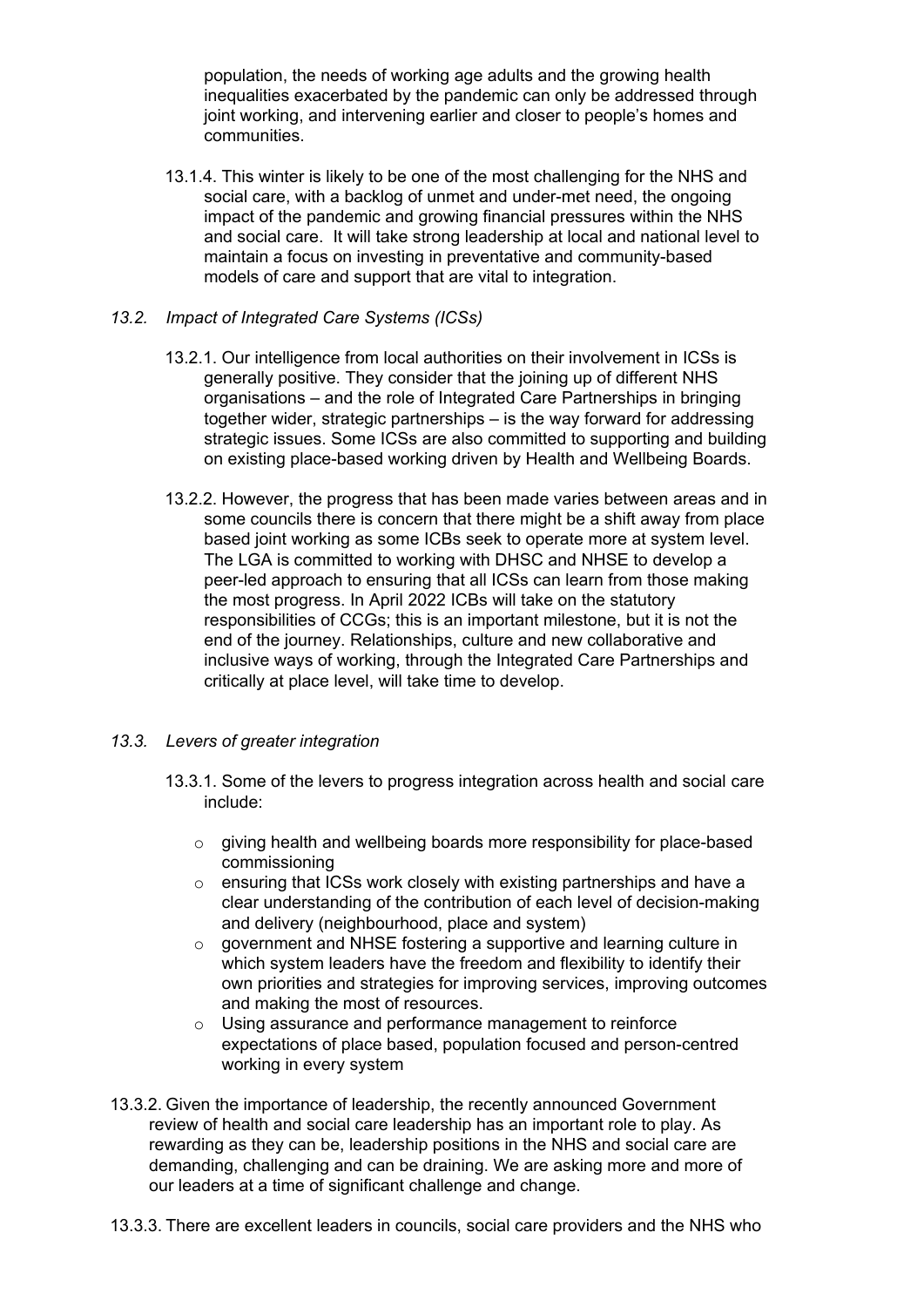population, the needs of working age adults and the growing health inequalities exacerbated by the pandemic can only be addressed through joint working, and intervening earlier and closer to people's homes and communities.

13.1.4. This winter is likely to be one of the most challenging for the NHS and social care, with a backlog of unmet and under-met need, the ongoing impact of the pandemic and growing financial pressures within the NHS and social care. It will take strong leadership at local and national level to maintain a focus on investing in preventative and community-based models of care and support that are vital to integration.

*13.2. Impact of Integrated Care Systems (ICSs)*

13.2.1. Our intelligence from local authorities on their involvement in ICSs is generally positive. They consider that the joining up of different NHS organisations – and the role of Integrated Care Partnerships in bringing together wider, strategic partnerships – is the way forward for addressing strategic issues. Some ICSs are also committed to supporting and building on existing place-based working driven by Health and Wellbeing Boards.

13.2.2. However, the progress that has been made varies between areas and in some councils there is concern that there might be a shift away from place based joint working as some ICBs seek to operate more at system level. The LGA is committed to working with DHSC and NHSE to develop a peer-led approach to ensuring that all ICSs can learn from those making the most progress. In April 2022 ICBs will take on the statutory responsibilities of CCGs; this is an important milestone, but it is not the end of the journey. Relationships, culture and new collaborative and inclusive ways of working, through the Integrated Care Partnerships and critically at place level, will take time to develop.

*13.3. Levers of greater integration*

13.3.1. Some of the levers to progress integration across health and social care include:

- giving health and wellbeing boards more responsibility for place-based commissioning
- ensuring that ICSs work closely with existing partnerships and have a clear understanding of the contribution of each level of decision-making and delivery (neighbourhood, place and system)
- government and NHSE fostering a supportive and learning culture in which system leaders have the freedom and flexibility to identify their own priorities and strategies for improving services, improving outcomes and making the most of resources.
- Using assurance and performance management to reinforce expectations of place based, population focused and person-centred working in every system

13.3.2. Given the importance of leadership, the recently announced Government review of health and social care leadership has an important role to play. As rewarding as they can be, leadership positions in the NHS and social care are demanding, challenging and can be draining. We are asking more and more of our leaders at a time of significant challenge and change.

13.3.3. There are excellent leaders in councils, social care providers and the NHS who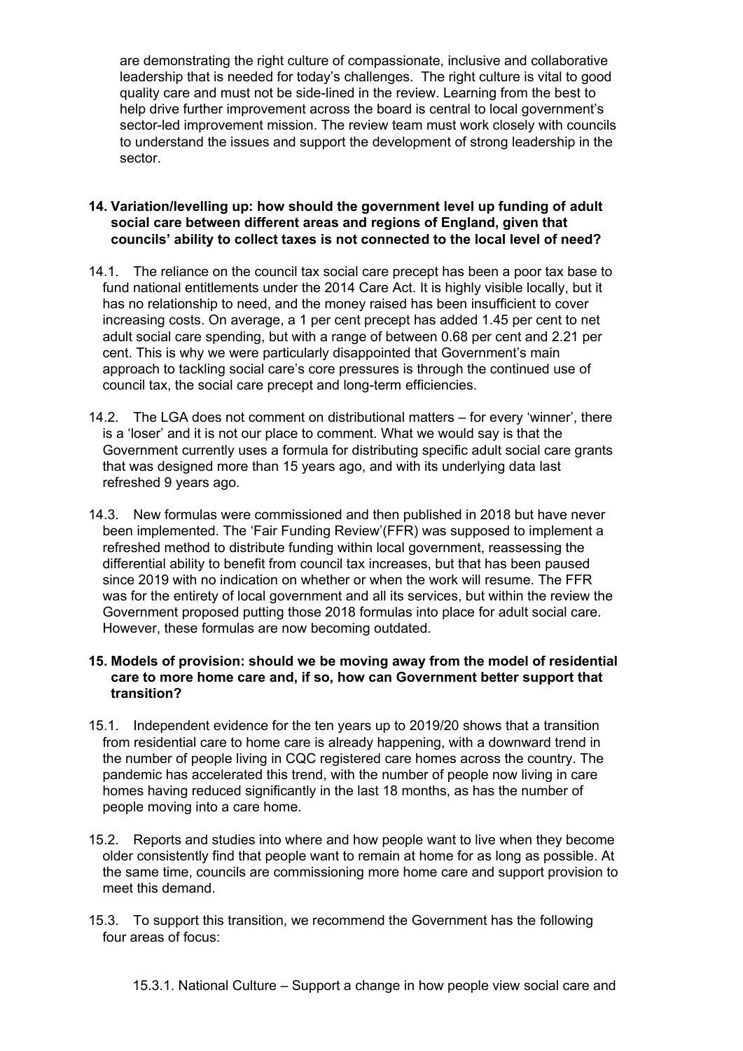are demonstrating the right culture of compassionate, inclusive and collaborative leadership that is needed for today's challenges. The right culture is vital to good quality care and must not be side-lined in the review. Learning from the best to help drive further improvement across the board is central to local government's sector-led improvement mission. The review team must work closely with councils to understand the issues and support the development of strong leadership in the sector.

**14. Variation/levelling up: how should the government level up funding of adult social care between different areas and regions of England, given that councils' ability to collect taxes is not connected to the local level of need?**

14.1. The reliance on the council tax social care precept has been a poor tax base to fund national entitlements under the 2014 Care Act. It is highly visible locally, but it has no relationship to need, and the money raised has been insufficient to cover increasing costs. On average, a 1 per cent precept has added 1.45 per cent to net adult social care spending, but with a range of between 0.68 per cent and 2.21 per cent. This is why we were particularly disappointed that Government's main approach to tackling social care's core pressures is through the continued use of council tax, the social care precept and long-term efficiencies.

14.2. The LGA does not comment on distributional matters – for every 'winner', there is a 'loser' and it is not our place to comment. What we would say is that the Government currently uses a formula for distributing specific adult social care grants that was designed more than 15 years ago, and with its underlying data last refreshed 9 years ago.

14.3. New formulas were commissioned and then published in 2018 but have never been implemented. The 'Fair Funding Review'(FFR) was supposed to implement a refreshed method to distribute funding within local government, reassessing the differential ability to benefit from council tax increases, but that has been paused since 2019 with no indication on whether or when the work will resume. The FFR was for the entirety of local government and all its services, but within the review the Government proposed putting those 2018 formulas into place for adult social care. However, these formulas are now becoming outdated.

**15. Models of provision: should we be moving away from the model of residential care to more home care and, if so, how can Government better support that transition?**

15.1. Independent evidence for the ten years up to 2019/20 shows that a transition from residential care to home care is already happening, with a downward trend in the number of people living in CQC registered care homes across the country. The pandemic has accelerated this trend, with the number of people now living in care homes having reduced significantly in the last 18 months, as has the number of people moving into a care home.

15.2. Reports and studies into where and how people want to live when they become older consistently find that people want to remain at home for as long as possible. At the same time, councils are commissioning more home care and support provision to meet this demand.

15.3. To support this transition, we recommend the Government has the following four areas of focus:

15.3.1. National Culture – Support a change in how people view social care and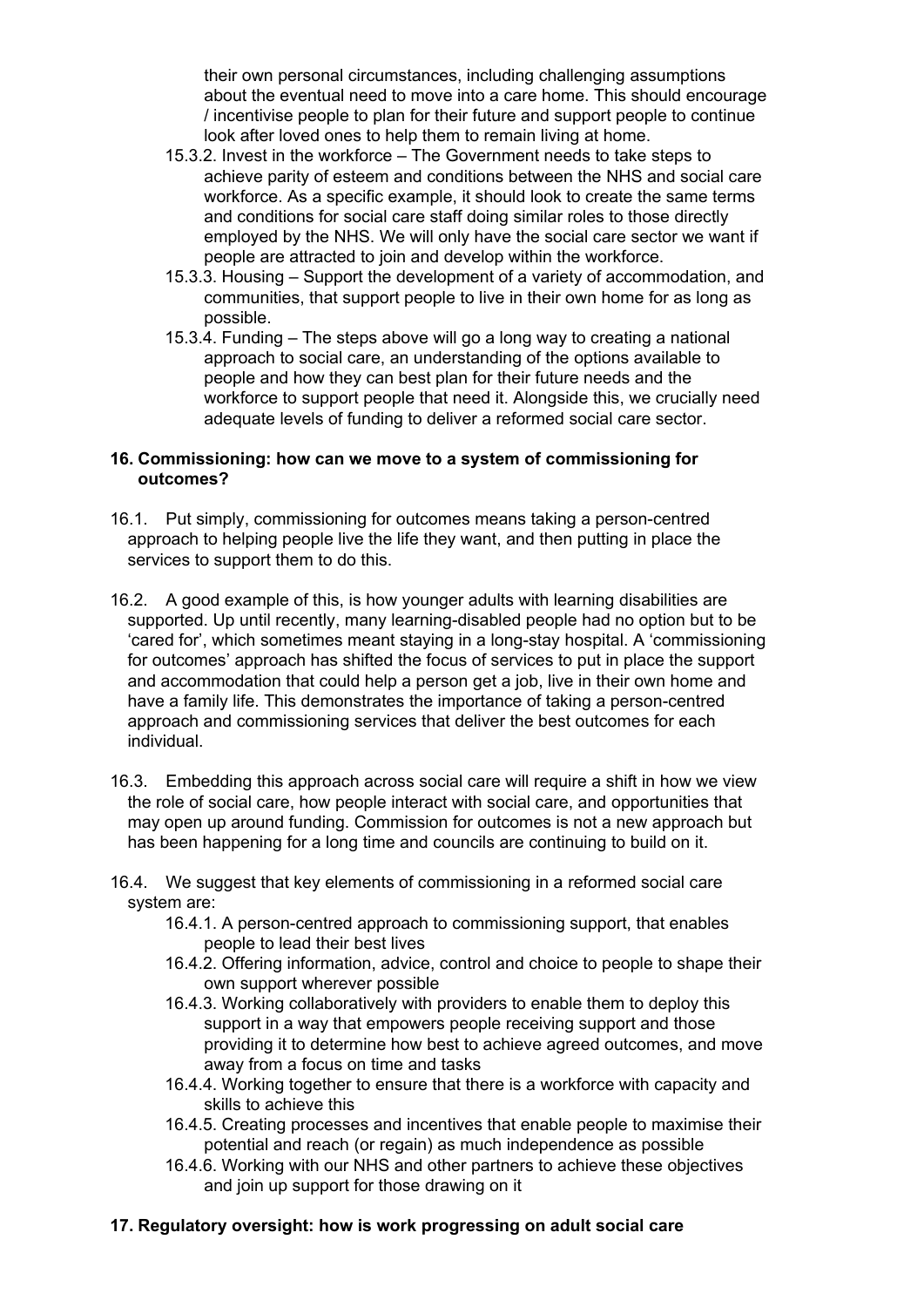their own personal circumstances, including challenging assumptions about the eventual need to move into a care home. This should encourage / incentivise people to plan for their future and support people to continue look after loved ones to help them to remain living at home.

- 15.3.2. Invest in the workforce – The Government needs to take steps to achieve parity of esteem and conditions between the NHS and social care workforce. As a specific example, it should look to create the same terms and conditions for social care staff doing similar roles to those directly employed by the NHS. We will only have the social care sector we want if people are attracted to join and develop within the workforce.
- 15.3.3. Housing – Support the development of a variety of accommodation, and communities, that support people to live in their own home for as long as possible.
- 15.3.4. Funding – The steps above will go a long way to creating a national approach to social care, an understanding of the options available to people and how they can best plan for their future needs and the workforce to support people that need it. Alongside this, we crucially need adequate levels of funding to deliver a reformed social care sector.

**16. Commissioning: how can we move to a system of commissioning for outcomes?**

16.1. Put simply, commissioning for outcomes means taking a person-centred approach to helping people live the life they want, and then putting in place the services to support them to do this.

16.2. A good example of this, is how younger adults with learning disabilities are supported. Up until recently, many learning-disabled people had no option but to be 'cared for', which sometimes meant staying in a long-stay hospital. A 'commissioning for outcomes' approach has shifted the focus of services to put in place the support and accommodation that could help a person get a job, live in their own home and have a family life. This demonstrates the importance of taking a person-centred approach and commissioning services that deliver the best outcomes for each individual.

16.3. Embedding this approach across social care will require a shift in how we view the role of social care, how people interact with social care, and opportunities that may open up around funding. Commission for outcomes is not a new approach but has been happening for a long time and councils are continuing to build on it.

16.4. We suggest that key elements of commissioning in a reformed social care system are:

- 16.4.1. A person-centred approach to commissioning support, that enables people to lead their best lives
- 16.4.2. Offering information, advice, control and choice to people to shape their own support wherever possible
- 16.4.3. Working collaboratively with providers to enable them to deploy this support in a way that empowers people receiving support and those providing it to determine how best to achieve agreed outcomes, and move away from a focus on time and tasks
- 16.4.4. Working together to ensure that there is a workforce with capacity and skills to achieve this
- 16.4.5. Creating processes and incentives that enable people to maximise their potential and reach (or regain) as much independence as possible
- 16.4.6. Working with our NHS and other partners to achieve these objectives and join up support for those drawing on it

**17. Regulatory oversight: how is work progressing on adult social care**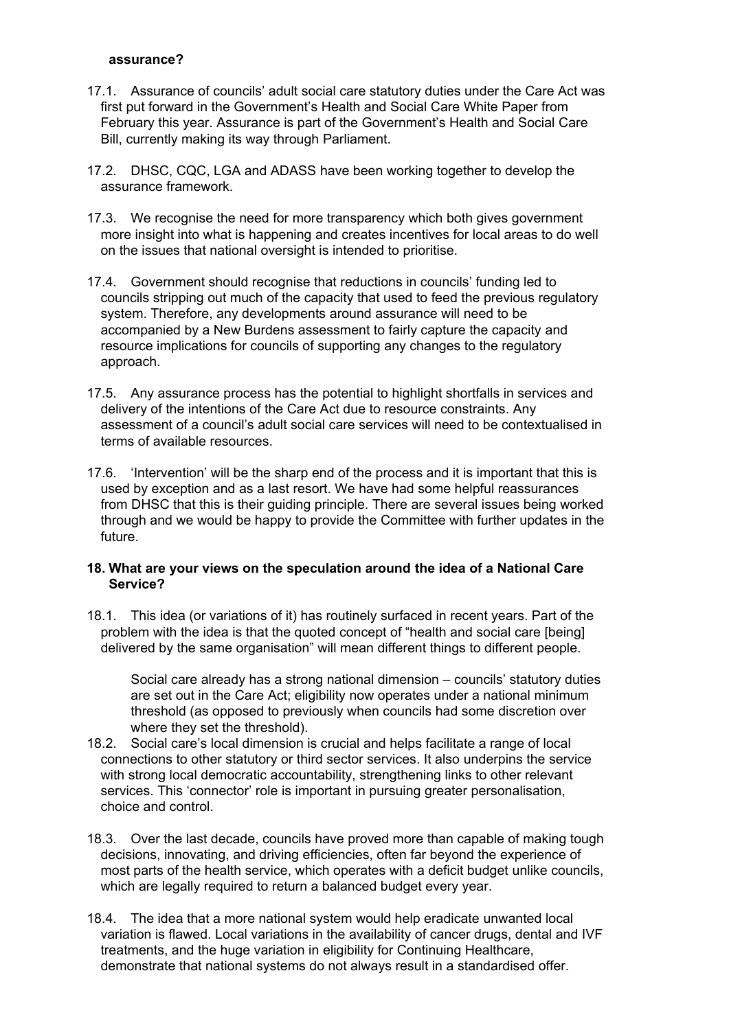**assurance?**

17.1. Assurance of councils' adult social care statutory duties under the Care Act was first put forward in the Government's Health and Social Care White Paper from February this year. Assurance is part of the Government's Health and Social Care Bill, currently making its way through Parliament.

17.2. DHSC, CQC, LGA and ADASS have been working together to develop the assurance framework.

17.3. We recognise the need for more transparency which both gives government more insight into what is happening and creates incentives for local areas to do well on the issues that national oversight is intended to prioritise.

17.4. Government should recognise that reductions in councils' funding led to councils stripping out much of the capacity that used to feed the previous regulatory system. Therefore, any developments around assurance will need to be accompanied by a New Burdens assessment to fairly capture the capacity and resource implications for councils of supporting any changes to the regulatory approach.

17.5. Any assurance process has the potential to highlight shortfalls in services and delivery of the intentions of the Care Act due to resource constraints. Any assessment of a council's adult social care services will need to be contextualised in terms of available resources.

17.6. 'Intervention' will be the sharp end of the process and it is important that this is used by exception and as a last resort. We have had some helpful reassurances from DHSC that this is their guiding principle. There are several issues being worked through and we would be happy to provide the Committee with further updates in the future.

**18. What are your views on the speculation around the idea of a National Care Service?**

18.1. This idea (or variations of it) has routinely surfaced in recent years. Part of the problem with the idea is that the quoted concept of "health and social care [being] delivered by the same organisation" will mean different things to different people.

Social care already has a strong national dimension – councils' statutory duties are set out in the Care Act; eligibility now operates under a national minimum threshold (as opposed to previously when councils had some discretion over where they set the threshold).

18.2. Social care's local dimension is crucial and helps facilitate a range of local connections to other statutory or third sector services. It also underpins the service with strong local democratic accountability, strengthening links to other relevant services. This 'connector' role is important in pursuing greater personalisation, choice and control.

18.3. Over the last decade, councils have proved more than capable of making tough decisions, innovating, and driving efficiencies, often far beyond the experience of most parts of the health service, which operates with a deficit budget unlike councils, which are legally required to return a balanced budget every year.

18.4. The idea that a more national system would help eradicate unwanted local variation is flawed. Local variations in the availability of cancer drugs, dental and IVF treatments, and the huge variation in eligibility for Continuing Healthcare, demonstrate that national systems do not always result in a standardised offer.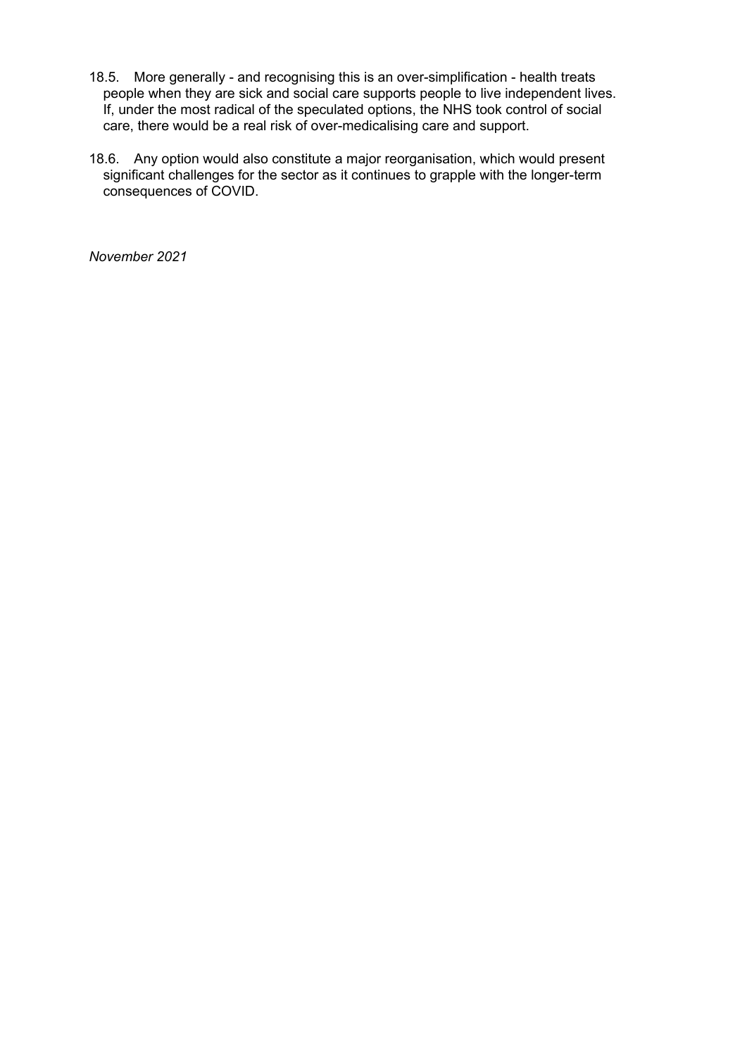18.5. More generally - and recognising this is an over-simplification - health treats people when they are sick and social care supports people to live independent lives. If, under the most radical of the speculated options, the NHS took control of social care, there would be a real risk of over-medicalising care and support.

18.6. Any option would also constitute a major reorganisation, which would present significant challenges for the sector as it continues to grapple with the longer-term consequences of COVID.

*November 2021*